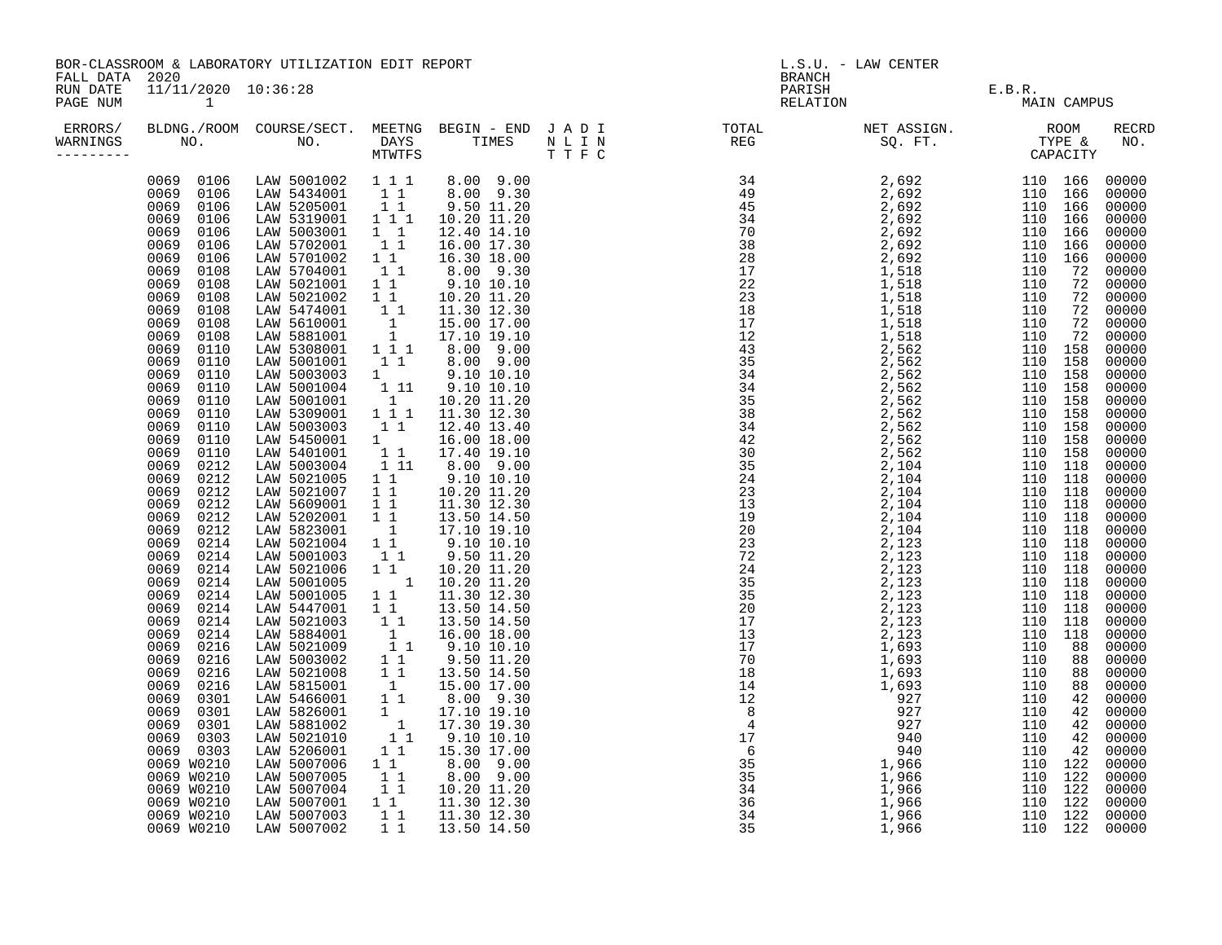BOR-CLASSROOM & LABORATORY UTILIZATION EDIT REPORT
FALL DATA 2020
RUN DATE 11/11/2020 10:36:28
PAGE NUM 1

L.S.U. - LAW CENTER
BRANCH
PARISH E.B.R.
RELATION MAIN CAMPUS

| ERRORS/ WARNINGS | BLDNG./ROOM NO. | COURSE/SECT. NO. | MEETNG DAYS MTWTFS | BEGIN - END TIMES | J A D I N L I N T T F C | TOTAL REG | NET ASSIGN. SQ. FT. | ROOM TYPE & CAPACITY | RECRD NO. |
|---|---|---|---|---|---|---|---|---|---|
| | 0069 0106 | LAW 5001002 | 1 1 1 | 8.00 9.00 | | 34 | 2,692 | 110 166 | 00000 |
| | 0069 0106 | LAW 5434001 | 1 1 | 8.00 9.30 | | 49 | 2,692 | 110 166 | 00000 |
| | 0069 0106 | LAW 5205001 | 1 1 | 9.50 11.20 | | 45 | 2,692 | 110 166 | 00000 |
| | 0069 0106 | LAW 5319001 | 1 1 1 | 10.20 11.20 | | 34 | 2,692 | 110 166 | 00000 |
| | 0069 0106 | LAW 5003001 | 1 1 | 12.40 14.10 | | 70 | 2,692 | 110 166 | 00000 |
| | 0069 0106 | LAW 5702001 | 1 1 | 16.00 17.30 | | 38 | 2,692 | 110 166 | 00000 |
| | 0069 0106 | LAW 5701002 | 1 1 | 16.30 18.00 | | 28 | 2,692 | 110 166 | 00000 |
| | 0069 0108 | LAW 5704001 | 1 1 | 8.00 9.30 | | 17 | 1,518 | 110 72 | 00000 |
| | 0069 0108 | LAW 5021001 | 1 1 | 9.10 10.10 | | 22 | 1,518 | 110 72 | 00000 |
| | 0069 0108 | LAW 5021002 | 1 1 | 10.20 11.20 | | 23 | 1,518 | 110 72 | 00000 |
| | 0069 0108 | LAW 5474001 | 1 1 | 11.30 12.30 | | 18 | 1,518 | 110 72 | 00000 |
| | 0069 0108 | LAW 5610001 | 1 | 15.00 17.00 | | 17 | 1,518 | 110 72 | 00000 |
| | 0069 0108 | LAW 5881001 | 1 | 17.10 19.10 | | 12 | 1,518 | 110 72 | 00000 |
| | 0069 0110 | LAW 5308001 | 1 1 1 | 8.00 9.00 | | 43 | 2,562 | 110 158 | 00000 |
| | 0069 0110 | LAW 5001001 | 1 1 | 8.00 9.00 | | 35 | 2,562 | 110 158 | 00000 |
| | 0069 0110 | LAW 5003003 | 1 | 9.10 10.10 | | 34 | 2,562 | 110 158 | 00000 |
| | 0069 0110 | LAW 5001004 | 1 11 | 9.10 10.10 | | 34 | 2,562 | 110 158 | 00000 |
| | 0069 0110 | LAW 5001001 | 1 | 10.20 11.20 | | 35 | 2,562 | 110 158 | 00000 |
| | 0069 0110 | LAW 5309001 | 1 1 1 | 11.30 12.30 | | 38 | 2,562 | 110 158 | 00000 |
| | 0069 0110 | LAW 5003003 | 1 1 | 12.40 13.40 | | 34 | 2,562 | 110 158 | 00000 |
| | 0069 0110 | LAW 5450001 | 1 | 16.00 18.00 | | 42 | 2,562 | 110 158 | 00000 |
| | 0069 0110 | LAW 5401001 | 1 1 | 17.40 19.10 | | 30 | 2,562 | 110 158 | 00000 |
| | 0069 0212 | LAW 5003004 | 1 11 | 8.00 9.00 | | 35 | 2,104 | 110 118 | 00000 |
| | 0069 0212 | LAW 5021005 | 1 1 | 9.10 10.10 | | 24 | 2,104 | 110 118 | 00000 |
| | 0069 0212 | LAW 5021007 | 1 1 | 10.20 11.20 | | 23 | 2,104 | 110 118 | 00000 |
| | 0069 0212 | LAW 5609001 | 1 1 | 11.30 12.30 | | 13 | 2,104 | 110 118 | 00000 |
| | 0069 0212 | LAW 5202001 | 1 1 | 13.50 14.50 | | 19 | 2,104 | 110 118 | 00000 |
| | 0069 0212 | LAW 5823001 | 1 | 17.10 19.10 | | 20 | 2,104 | 110 118 | 00000 |
| | 0069 0214 | LAW 5021004 | 1 1 | 9.10 10.10 | | 23 | 2,123 | 110 118 | 00000 |
| | 0069 0214 | LAW 5001003 | 1 1 | 9.50 11.20 | | 72 | 2,123 | 110 118 | 00000 |
| | 0069 0214 | LAW 5021006 | 1 1 | 10.20 11.20 | | 24 | 2,123 | 110 118 | 00000 |
| | 0069 0214 | LAW 5001005 | 1 | 10.20 11.20 | | 35 | 2,123 | 110 118 | 00000 |
| | 0069 0214 | LAW 5001005 | 1 1 | 11.30 12.30 | | 35 | 2,123 | 110 118 | 00000 |
| | 0069 0214 | LAW 5447001 | 1 1 | 13.50 14.50 | | 20 | 2,123 | 110 118 | 00000 |
| | 0069 0214 | LAW 5021003 | 1 1 | 13.50 14.50 | | 17 | 2,123 | 110 118 | 00000 |
| | 0069 0214 | LAW 5884001 | 1 | 16.00 18.00 | | 13 | 2,123 | 110 118 | 00000 |
| | 0069 0216 | LAW 5021009 | 1 1 | 9.10 10.10 | | 17 | 1,693 | 110 88 | 00000 |
| | 0069 0216 | LAW 5003002 | 1 1 | 9.50 11.20 | | 70 | 1,693 | 110 88 | 00000 |
| | 0069 0216 | LAW 5021008 | 1 1 | 13.50 14.50 | | 18 | 1,693 | 110 88 | 00000 |
| | 0069 0216 | LAW 5815001 | 1 | 15.00 17.00 | | 14 | 1,693 | 110 88 | 00000 |
| | 0069 0301 | LAW 5466001 | 1 1 | 8.00 9.30 | | 12 | 927 | 110 42 | 00000 |
| | 0069 0301 | LAW 5826001 | 1 | 17.10 19.10 | | 8 | 927 | 110 42 | 00000 |
| | 0069 0301 | LAW 5881002 | 1 | 17.30 19.30 | | 4 | 927 | 110 42 | 00000 |
| | 0069 0303 | LAW 5021010 | 1 1 | 9.10 10.10 | | 17 | 940 | 110 42 | 00000 |
| | 0069 0303 | LAW 5206001 | 1 1 | 15.30 17.00 | | 6 | 940 | 110 42 | 00000 |
| | 0069 W0210 | LAW 5007006 | 1 1 | 8.00 9.00 | | 35 | 1,966 | 110 122 | 00000 |
| | 0069 W0210 | LAW 5007005 | 1 1 | 8.00 9.00 | | 35 | 1,966 | 110 122 | 00000 |
| | 0069 W0210 | LAW 5007004 | 1 1 | 10.20 11.20 | | 34 | 1,966 | 110 122 | 00000 |
| | 0069 W0210 | LAW 5007001 | 1 1 | 11.30 12.30 | | 36 | 1,966 | 110 122 | 00000 |
| | 0069 W0210 | LAW 5007003 | 1 1 | 11.30 12.30 | | 34 | 1,966 | 110 122 | 00000 |
| | 0069 W0210 | LAW 5007002 | 1 1 | 13.50 14.50 | | 35 | 1,966 | 110 122 | 00000 |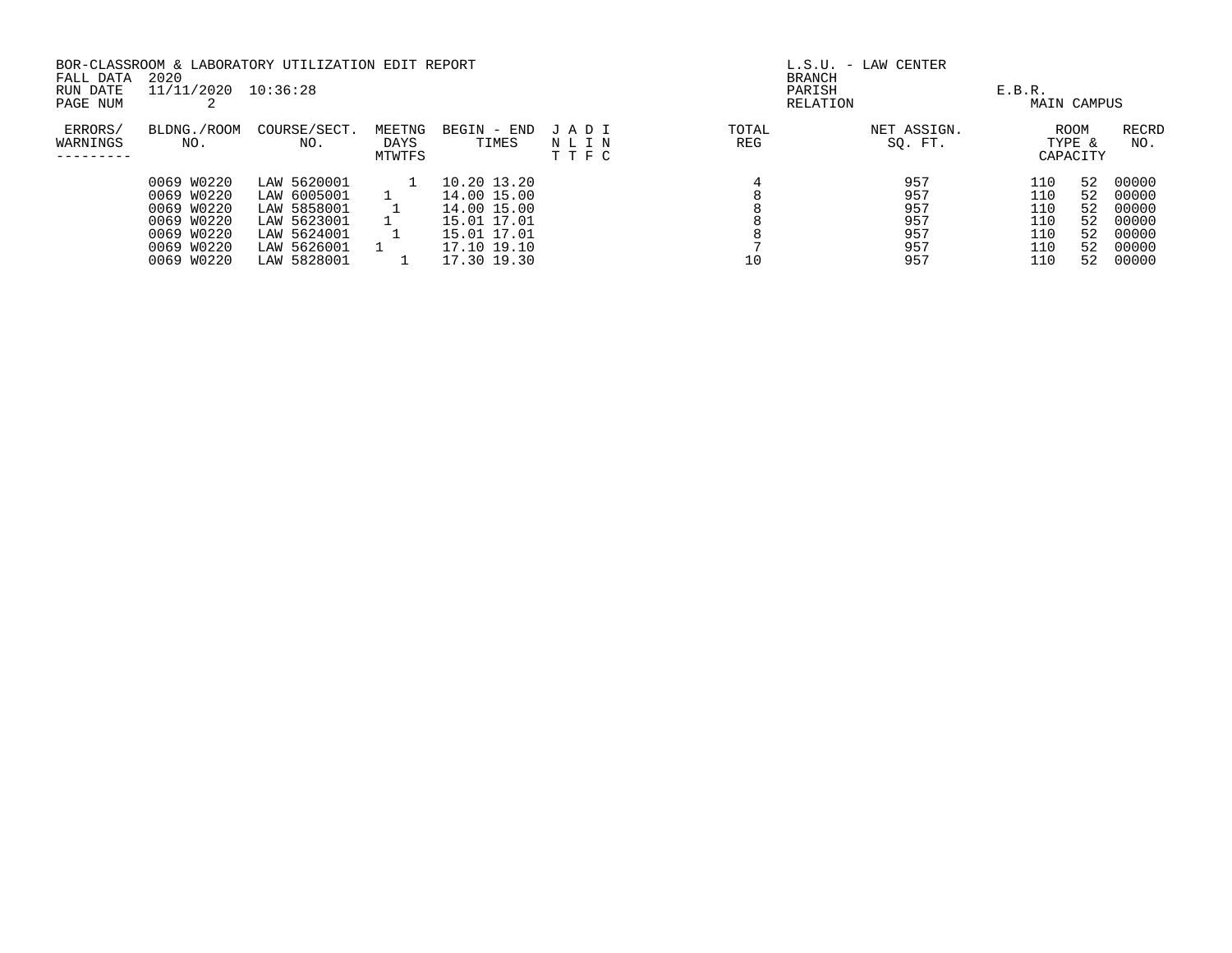BOR-CLASSROOM & LABORATORY UTILIZATION EDIT REPORT
FALL DATA 2020
RUN DATE 11/11/2020 10:36:28
PAGE NUM 2

L.S.U. - LAW CENTER
BRANCH
PARISH E.B.R.
RELATION MAIN CAMPUS

| ERRORS/ WARNINGS | BLDNG./ROOM NO. | COURSE/SECT. NO. | M | T | W | T | F | S | BEGIN - END TIMES | JNT | ALT | DIF | INC | TOTAL REG | NET ASSIGN. SQ. FT. | ROOM TYPE & CAPACITY | | RECRD NO. |
|---|---|---|---|---|---|---|---|---|---|---|---|---|---|---|---|---|---|---|
| | 0069 W0220 | LAW 5620001 | | | | 1 | | | 10.20 13.20 | | | | | 4 | 957 | 110 | 52 | 00000 |
| | 0069 W0220 | LAW 6005001 | | 1 | | | | | 14.00 15.00 | | | | | 8 | 957 | 110 | 52 | 00000 |
| | 0069 W0220 | LAW 5858001 | | | 1 | | | | 14.00 15.00 | | | | | 8 | 957 | 110 | 52 | 00000 |
| | 0069 W0220 | LAW 5623001 | | 1 | | | | | 15.01 17.01 | | | | | 8 | 957 | 110 | 52 | 00000 |
| | 0069 W0220 | LAW 5624001 | | | 1 | | | | 15.01 17.01 | | | | | 8 | 957 | 110 | 52 | 00000 |
| | 0069 W0220 | LAW 5626001 | 1 | | | | | | 17.10 19.10 | | | | | 7 | 957 | 110 | 52 | 00000 |
| | 0069 W0220 | LAW 5828001 | | | | 1 | | | 17.30 19.30 | | | | | 10 | 957 | 110 | 52 | 00000 |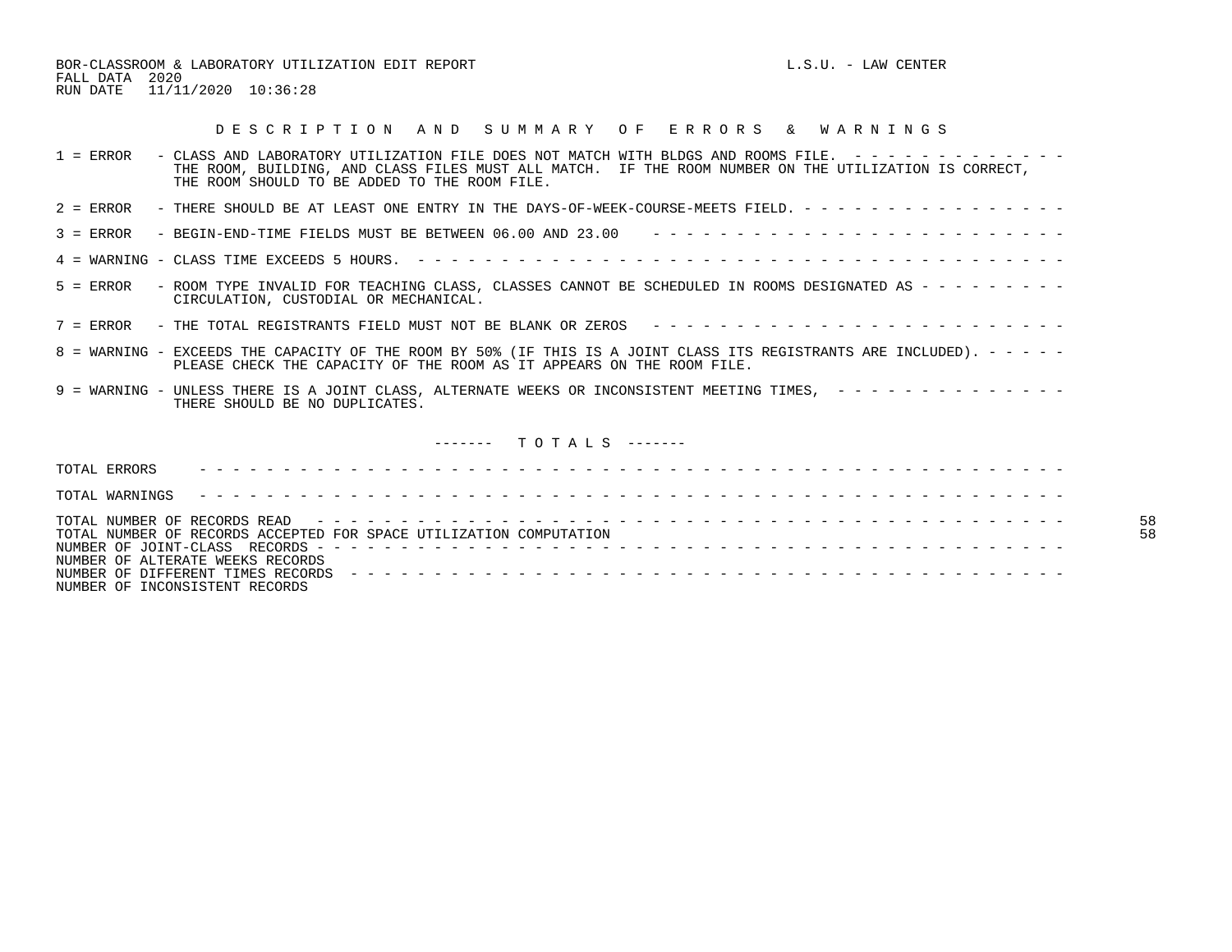BOR-CLASSROOM & LABORATORY UTILIZATION EDIT REPORT L.S.U. - LAW CENTER
FALL DATA 2020
RUN DATE 11/11/2020 10:36:28

## D E S C R I P T I O N A N D S U M M A R Y O F E R R O R S & W A R N I N G S

1 = ERROR - CLASS AND LABORATORY UTILIZATION FILE DOES NOT MATCH WITH BLDGS AND ROOMS FILE. THE ROOM, BUILDING, AND CLASS FILES MUST ALL MATCH. IF THE ROOM NUMBER ON THE UTILIZATION IS CORRECT, THE ROOM SHOULD TO BE ADDED TO THE ROOM FILE.

2 = ERROR - THERE SHOULD BE AT LEAST ONE ENTRY IN THE DAYS-OF-WEEK-COURSE-MEETS FIELD.

3 = ERROR - BEGIN-END-TIME FIELDS MUST BE BETWEEN 06.00 AND 23.00

4 = WARNING - CLASS TIME EXCEEDS 5 HOURS.

5 = ERROR - ROOM TYPE INVALID FOR TEACHING CLASS, CLASSES CANNOT BE SCHEDULED IN ROOMS DESIGNATED AS CIRCULATION, CUSTODIAL OR MECHANICAL.

7 = ERROR - THE TOTAL REGISTRANTS FIELD MUST NOT BE BLANK OR ZEROS

8 = WARNING - EXCEEDS THE CAPACITY OF THE ROOM BY 50% (IF THIS IS A JOINT CLASS ITS REGISTRANTS ARE INCLUDED). PLEASE CHECK THE CAPACITY OF THE ROOM AS IT APPEARS ON THE ROOM FILE.

9 = WARNING - UNLESS THERE IS A JOINT CLASS, ALTERNATE WEEKS OR INCONSISTENT MEETING TIMES, THERE SHOULD BE NO DUPLICATES.

## ------- T O T A L S -------

| | |
|---|---|
| TOTAL ERRORS | |
| TOTAL WARNINGS | |
| TOTAL NUMBER OF RECORDS READ | 58 |
| TOTAL NUMBER OF RECORDS ACCEPTED FOR SPACE UTILIZATION COMPUTATION | 58 |
| NUMBER OF JOINT-CLASS RECORDS | |
| NUMBER OF ALTERNATE WEEKS RECORDS | |
| NUMBER OF DIFFERENT TIMES RECORDS | |
| NUMBER OF INCONSISTENT RECORDS | |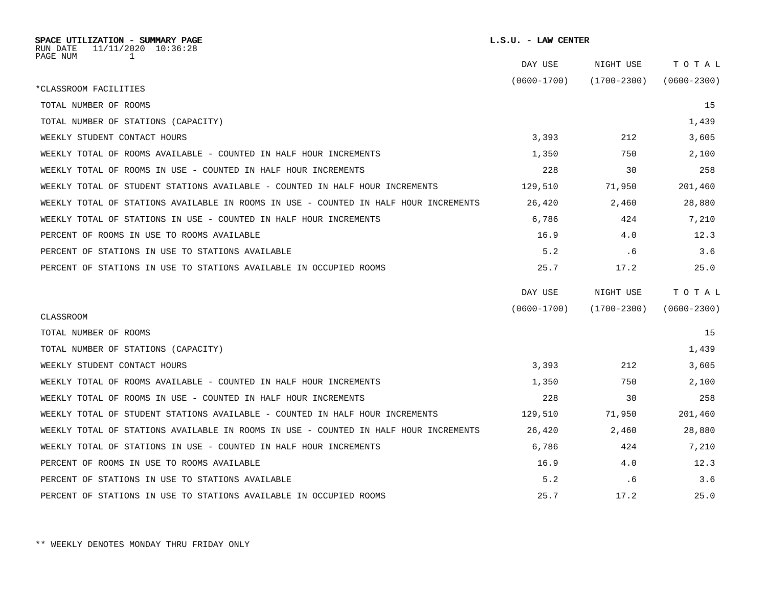**SPACE UTILIZATION - SUMMARY PAGE**
RUN DATE 11/11/2020 10:36:28
PAGE NUM 1

**L.S.U. - LAW CENTER**

| *CLASSROOM FACILITIES | DAY USE (0600-1700) | NIGHT USE (1700-2300) | T O T A L (0600-2300) |
|---|---|---|---|
| TOTAL NUMBER OF ROOMS | | | 15 |
| TOTAL NUMBER OF STATIONS (CAPACITY) | | | 1,439 |
| WEEKLY STUDENT CONTACT HOURS | 3,393 | 212 | 3,605 |
| WEEKLY TOTAL OF ROOMS AVAILABLE - COUNTED IN HALF HOUR INCREMENTS | 1,350 | 750 | 2,100 |
| WEEKLY TOTAL OF ROOMS IN USE - COUNTED IN HALF HOUR INCREMENTS | 228 | 30 | 258 |
| WEEKLY TOTAL OF STUDENT STATIONS AVAILABLE - COUNTED IN HALF HOUR INCREMENTS | 129,510 | 71,950 | 201,460 |
| WEEKLY TOTAL OF STATIONS AVAILABLE IN ROOMS IN USE - COUNTED IN HALF HOUR INCREMENTS | 26,420 | 2,460 | 28,880 |
| WEEKLY TOTAL OF STATIONS IN USE - COUNTED IN HALF HOUR INCREMENTS | 6,786 | 424 | 7,210 |
| PERCENT OF ROOMS IN USE TO ROOMS AVAILABLE | 16.9 | 4.0 | 12.3 |
| PERCENT OF STATIONS IN USE TO STATIONS AVAILABLE | 5.2 | .6 | 3.6 |
| PERCENT OF STATIONS IN USE TO STATIONS AVAILABLE IN OCCUPIED ROOMS | 25.7 | 17.2 | 25.0 |

| CLASSROOM | DAY USE (0600-1700) | NIGHT USE (1700-2300) | T O T A L (0600-2300) |
|---|---|---|---|
| TOTAL NUMBER OF ROOMS | | | 15 |
| TOTAL NUMBER OF STATIONS (CAPACITY) | | | 1,439 |
| WEEKLY STUDENT CONTACT HOURS | 3,393 | 212 | 3,605 |
| WEEKLY TOTAL OF ROOMS AVAILABLE - COUNTED IN HALF HOUR INCREMENTS | 1,350 | 750 | 2,100 |
| WEEKLY TOTAL OF ROOMS IN USE - COUNTED IN HALF HOUR INCREMENTS | 228 | 30 | 258 |
| WEEKLY TOTAL OF STUDENT STATIONS AVAILABLE - COUNTED IN HALF HOUR INCREMENTS | 129,510 | 71,950 | 201,460 |
| WEEKLY TOTAL OF STATIONS AVAILABLE IN ROOMS IN USE - COUNTED IN HALF HOUR INCREMENTS | 26,420 | 2,460 | 28,880 |
| WEEKLY TOTAL OF STATIONS IN USE - COUNTED IN HALF HOUR INCREMENTS | 6,786 | 424 | 7,210 |
| PERCENT OF ROOMS IN USE TO ROOMS AVAILABLE | 16.9 | 4.0 | 12.3 |
| PERCENT OF STATIONS IN USE TO STATIONS AVAILABLE | 5.2 | .6 | 3.6 |
| PERCENT OF STATIONS IN USE TO STATIONS AVAILABLE IN OCCUPIED ROOMS | 25.7 | 17.2 | 25.0 |

** WEEKLY DENOTES MONDAY THRU FRIDAY ONLY